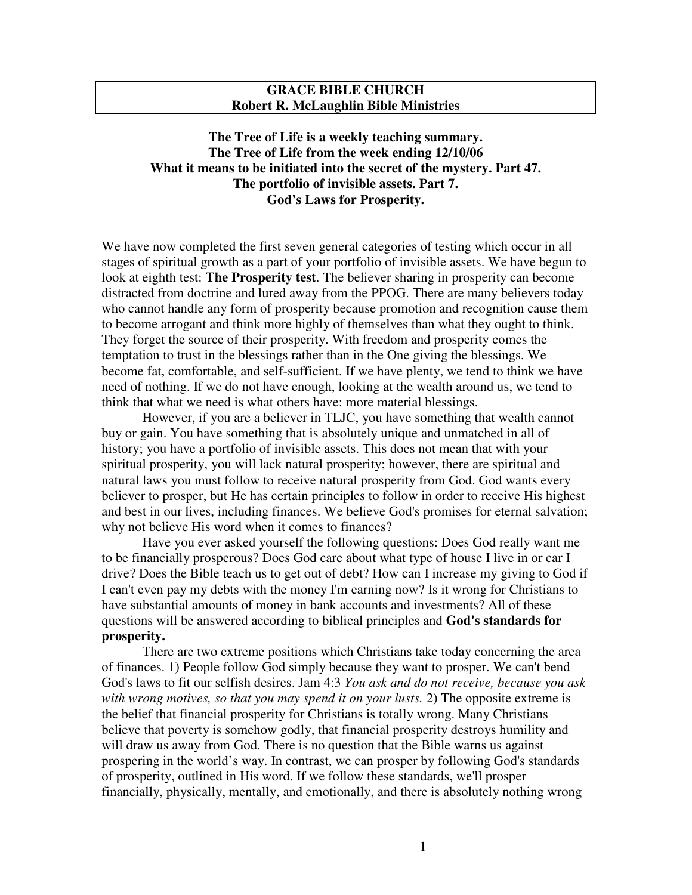**GRACE BIBLE CHURCH**
**Robert R. McLaughlin Bible Ministries**

# The Tree of Life is a weekly teaching summary.
# The Tree of Life from the week ending 12/10/06
# What it means to be initiated into the secret of the mystery. Part 47.
# The portfolio of invisible assets. Part 7.
# God's Laws for Prosperity.

We have now completed the first seven general categories of testing which occur in all stages of spiritual growth as a part of your portfolio of invisible assets. We have begun to look at eighth test: **The Prosperity test**. The believer sharing in prosperity can become distracted from doctrine and lured away from the PPOG. There are many believers today who cannot handle any form of prosperity because promotion and recognition cause them to become arrogant and think more highly of themselves than what they ought to think. They forget the source of their prosperity. With freedom and prosperity comes the temptation to trust in the blessings rather than in the One giving the blessings. We become fat, comfortable, and self-sufficient. If we have plenty, we tend to think we have need of nothing. If we do not have enough, looking at the wealth around us, we tend to think that what we need is what others have: more material blessings.

However, if you are a believer in TLJC, you have something that wealth cannot buy or gain. You have something that is absolutely unique and unmatched in all of history; you have a portfolio of invisible assets. This does not mean that with your spiritual prosperity, you will lack natural prosperity; however, there are spiritual and natural laws you must follow to receive natural prosperity from God. God wants every believer to prosper, but He has certain principles to follow in order to receive His highest and best in our lives, including finances. We believe God's promises for eternal salvation; why not believe His word when it comes to finances?

Have you ever asked yourself the following questions: Does God really want me to be financially prosperous? Does God care about what type of house I live in or car I drive? Does the Bible teach us to get out of debt? How can I increase my giving to God if I can't even pay my debts with the money I'm earning now? Is it wrong for Christians to have substantial amounts of money in bank accounts and investments? All of these questions will be answered according to biblical principles and **God's standards for prosperity.**

There are two extreme positions which Christians take today concerning the area of finances. 1) People follow God simply because they want to prosper. We can't bend God's laws to fit our selfish desires. Jam 4:3 *You ask and do not receive, because you ask with wrong motives, so that you may spend it on your lusts.* 2) The opposite extreme is the belief that financial prosperity for Christians is totally wrong. Many Christians believe that poverty is somehow godly, that financial prosperity destroys humility and will draw us away from God. There is no question that the Bible warns us against prospering in the world's way. In contrast, we can prosper by following God's standards of prosperity, outlined in His word. If we follow these standards, we'll prosper financially, physically, mentally, and emotionally, and there is absolutely nothing wrong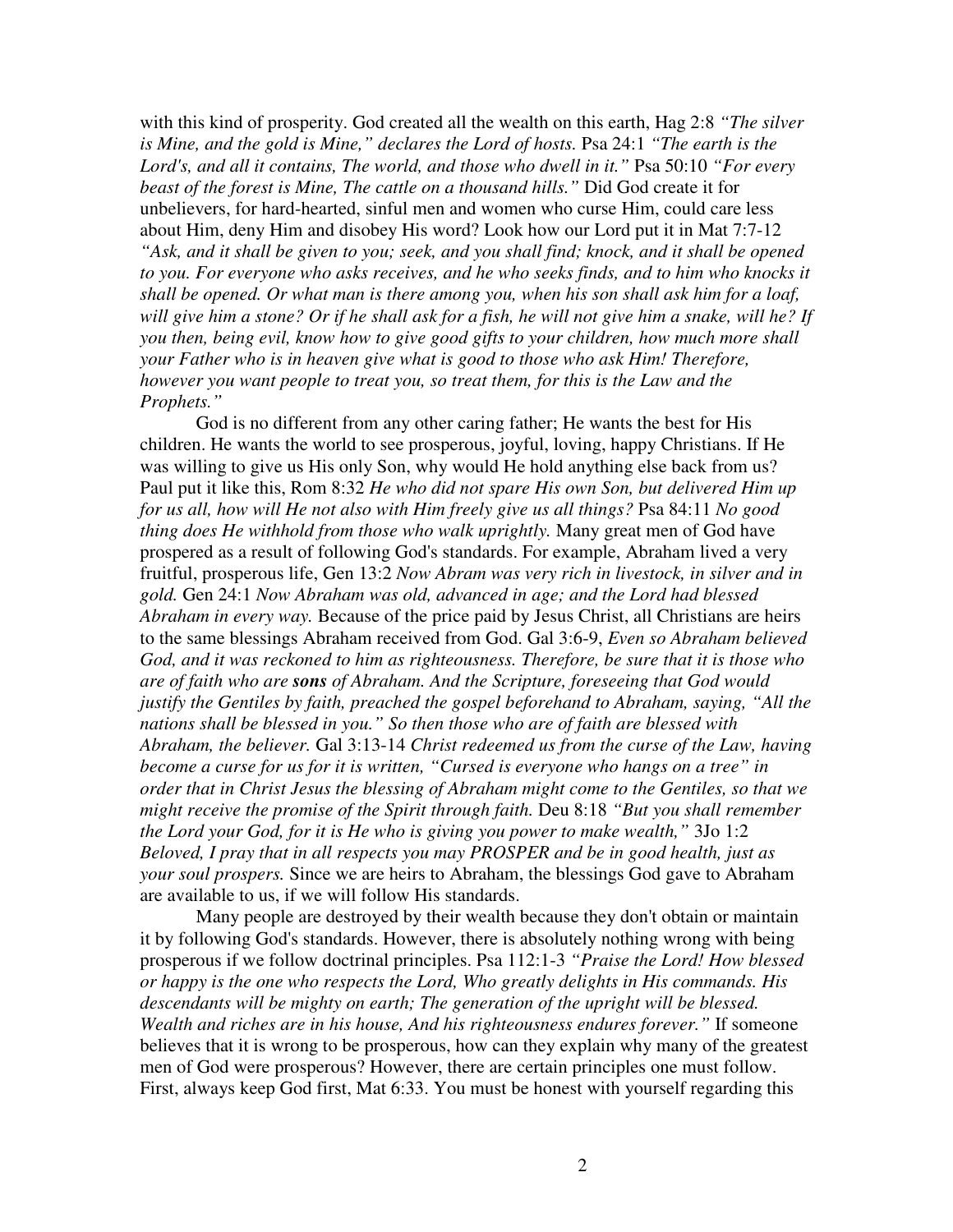with this kind of prosperity. God created all the wealth on this earth, Hag 2:8 *"The silver is Mine, and the gold is Mine," declares the Lord of hosts.* Psa 24:1 *"The earth is the Lord's, and all it contains, The world, and those who dwell in it."* Psa 50:10 *"For every beast of the forest is Mine, The cattle on a thousand hills."* Did God create it for unbelievers, for hard-hearted, sinful men and women who curse Him, could care less about Him, deny Him and disobey His word? Look how our Lord put it in Mat 7:7-12 *"Ask, and it shall be given to you; seek, and you shall find; knock, and it shall be opened to you. For everyone who asks receives, and he who seeks finds, and to him who knocks it shall be opened. Or what man is there among you, when his son shall ask him for a loaf, will give him a stone? Or if he shall ask for a fish, he will not give him a snake, will he? If you then, being evil, know how to give good gifts to your children, how much more shall your Father who is in heaven give what is good to those who ask Him! Therefore, however you want people to treat you, so treat them, for this is the Law and the Prophets."*

God is no different from any other caring father; He wants the best for His children. He wants the world to see prosperous, joyful, loving, happy Christians. If He was willing to give us His only Son, why would He hold anything else back from us? Paul put it like this, Rom 8:32 *He who did not spare His own Son, but delivered Him up for us all, how will He not also with Him freely give us all things?* Psa 84:11 *No good thing does He withhold from those who walk uprightly.* Many great men of God have prospered as a result of following God's standards. For example, Abraham lived a very fruitful, prosperous life, Gen 13:2 *Now Abram was very rich in livestock, in silver and in gold.* Gen 24:1 *Now Abraham was old, advanced in age; and the Lord had blessed Abraham in every way.* Because of the price paid by Jesus Christ, all Christians are heirs to the same blessings Abraham received from God. Gal 3:6-9, *Even so Abraham believed God, and it was reckoned to him as righteousness. Therefore, be sure that it is those who are of faith who are **sons** of Abraham. And the Scripture, foreseeing that God would justify the Gentiles by faith, preached the gospel beforehand to Abraham, saying, "All the nations shall be blessed in you." So then those who are of faith are blessed with Abraham, the believer.* Gal 3:13-14 *Christ redeemed us from the curse of the Law, having become a curse for us for it is written, "Cursed is everyone who hangs on a tree" in order that in Christ Jesus the blessing of Abraham might come to the Gentiles, so that we might receive the promise of the Spirit through faith.* Deu 8:18 *"But you shall remember the Lord your God, for it is He who is giving you power to make wealth,"* 3Jo 1:2 *Beloved, I pray that in all respects you may PROSPER and be in good health, just as your soul prospers.* Since we are heirs to Abraham, the blessings God gave to Abraham are available to us, if we will follow His standards.

Many people are destroyed by their wealth because they don't obtain or maintain it by following God's standards. However, there is absolutely nothing wrong with being prosperous if we follow doctrinal principles. Psa 112:1-3 *"Praise the Lord! How blessed or happy is the one who respects the Lord, Who greatly delights in His commands. His descendants will be mighty on earth; The generation of the upright will be blessed. Wealth and riches are in his house, And his righteousness endures forever."* If someone believes that it is wrong to be prosperous, how can they explain why many of the greatest men of God were prosperous? However, there are certain principles one must follow. First, always keep God first, Mat 6:33. You must be honest with yourself regarding this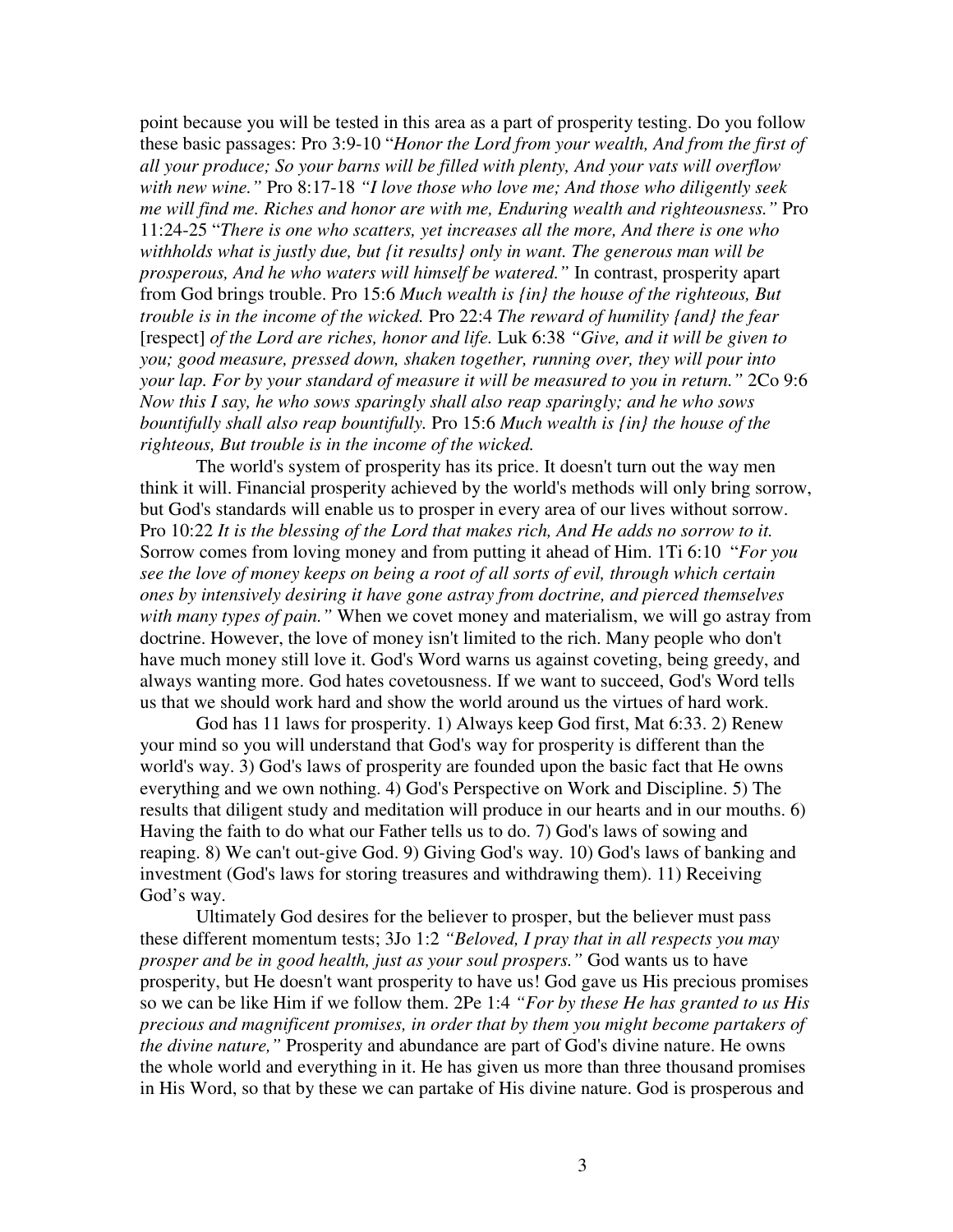point because you will be tested in this area as a part of prosperity testing. Do you follow these basic passages: Pro 3:9-10 "*Honor the Lord from your wealth, And from the first of all your produce; So your barns will be filled with plenty, And your vats will overflow with new wine."* Pro 8:17-18 *"I love those who love me; And those who diligently seek me will find me. Riches and honor are with me, Enduring wealth and righteousness."* Pro 11:24-25 "*There is one who scatters, yet increases all the more, And there is one who withholds what is justly due, but {it results} only in want. The generous man will be prosperous, And he who waters will himself be watered."* In contrast, prosperity apart from God brings trouble. Pro 15:6 *Much wealth is {in} the house of the righteous, But trouble is in the income of the wicked.* Pro 22:4 *The reward of humility {and} the fear* [respect] *of the Lord are riches, honor and life.* Luk 6:38 *"Give, and it will be given to you; good measure, pressed down, shaken together, running over, they will pour into your lap. For by your standard of measure it will be measured to you in return."* 2Co 9:6 *Now this I say, he who sows sparingly shall also reap sparingly; and he who sows bountifully shall also reap bountifully.* Pro 15:6 *Much wealth is {in} the house of the righteous, But trouble is in the income of the wicked.*

The world's system of prosperity has its price. It doesn't turn out the way men think it will. Financial prosperity achieved by the world's methods will only bring sorrow, but God's standards will enable us to prosper in every area of our lives without sorrow. Pro 10:22 *It is the blessing of the Lord that makes rich, And He adds no sorrow to it.* Sorrow comes from loving money and from putting it ahead of Him. 1Ti 6:10 "*For you see the love of money keeps on being a root of all sorts of evil, through which certain ones by intensively desiring it have gone astray from doctrine, and pierced themselves with many types of pain."* When we covet money and materialism, we will go astray from doctrine. However, the love of money isn't limited to the rich. Many people who don't have much money still love it. God's Word warns us against coveting, being greedy, and always wanting more. God hates covetousness. If we want to succeed, God's Word tells us that we should work hard and show the world around us the virtues of hard work.

God has 11 laws for prosperity. 1) Always keep God first, Mat 6:33. 2) Renew your mind so you will understand that God's way for prosperity is different than the world's way. 3) God's laws of prosperity are founded upon the basic fact that He owns everything and we own nothing. 4) God's Perspective on Work and Discipline. 5) The results that diligent study and meditation will produce in our hearts and in our mouths. 6) Having the faith to do what our Father tells us to do. 7) God's laws of sowing and reaping. 8) We can't out-give God. 9) Giving God's way. 10) God's laws of banking and investment (God's laws for storing treasures and withdrawing them). 11) Receiving God's way.

Ultimately God desires for the believer to prosper, but the believer must pass these different momentum tests; 3Jo 1:2 *"Beloved, I pray that in all respects you may prosper and be in good health, just as your soul prospers."* God wants us to have prosperity, but He doesn't want prosperity to have us! God gave us His precious promises so we can be like Him if we follow them. 2Pe 1:4 *"For by these He has granted to us His precious and magnificent promises, in order that by them you might become partakers of the divine nature,"* Prosperity and abundance are part of God's divine nature. He owns the whole world and everything in it. He has given us more than three thousand promises in His Word, so that by these we can partake of His divine nature. God is prosperous and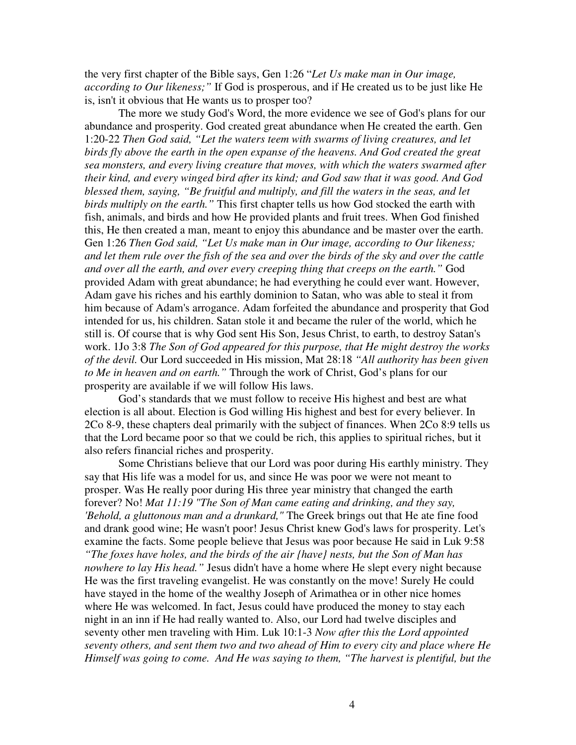the very first chapter of the Bible says, Gen 1:26 "*Let Us make man in Our image, according to Our likeness;"* If God is prosperous, and if He created us to be just like He is, isn't it obvious that He wants us to prosper too?

The more we study God's Word, the more evidence we see of God's plans for our abundance and prosperity. God created great abundance when He created the earth. Gen 1:20-22 *Then God said, "Let the waters teem with swarms of living creatures, and let birds fly above the earth in the open expanse of the heavens. And God created the great sea monsters, and every living creature that moves, with which the waters swarmed after their kind, and every winged bird after its kind; and God saw that it was good. And God blessed them, saying, "Be fruitful and multiply, and fill the waters in the seas, and let birds multiply on the earth."* This first chapter tells us how God stocked the earth with fish, animals, and birds and how He provided plants and fruit trees. When God finished this, He then created a man, meant to enjoy this abundance and be master over the earth. Gen 1:26 *Then God said, "Let Us make man in Our image, according to Our likeness; and let them rule over the fish of the sea and over the birds of the sky and over the cattle and over all the earth, and over every creeping thing that creeps on the earth."* God provided Adam with great abundance; he had everything he could ever want. However, Adam gave his riches and his earthly dominion to Satan, who was able to steal it from him because of Adam's arrogance. Adam forfeited the abundance and prosperity that God intended for us, his children. Satan stole it and became the ruler of the world, which he still is. Of course that is why God sent His Son, Jesus Christ, to earth, to destroy Satan's work. 1Jo 3:8 *The Son of God appeared for this purpose, that He might destroy the works of the devil.* Our Lord succeeded in His mission, Mat 28:18 *"All authority has been given to Me in heaven and on earth."* Through the work of Christ, God's plans for our prosperity are available if we will follow His laws.

God's standards that we must follow to receive His highest and best are what election is all about. Election is God willing His highest and best for every believer. In 2Co 8-9, these chapters deal primarily with the subject of finances. When 2Co 8:9 tells us that the Lord became poor so that we could be rich, this applies to spiritual riches, but it also refers financial riches and prosperity.

Some Christians believe that our Lord was poor during His earthly ministry. They say that His life was a model for us, and since He was poor we were not meant to prosper. Was He really poor during His three year ministry that changed the earth forever? No! *Mat 11:19 "The Son of Man came eating and drinking, and they say, 'Behold, a gluttonous man and a drunkard,"* The Greek brings out that He ate fine food and drank good wine; He wasn't poor! Jesus Christ knew God's laws for prosperity. Let's examine the facts. Some people believe that Jesus was poor because He said in Luk 9:58 *"The foxes have holes, and the birds of the air {have} nests, but the Son of Man has nowhere to lay His head."* Jesus didn't have a home where He slept every night because He was the first traveling evangelist. He was constantly on the move! Surely He could have stayed in the home of the wealthy Joseph of Arimathea or in other nice homes where He was welcomed. In fact, Jesus could have produced the money to stay each night in an inn if He had really wanted to. Also, our Lord had twelve disciples and seventy other men traveling with Him. Luk 10:1-3 *Now after this the Lord appointed seventy others, and sent them two and two ahead of Him to every city and place where He Himself was going to come. And He was saying to them, "The harvest is plentiful, but the*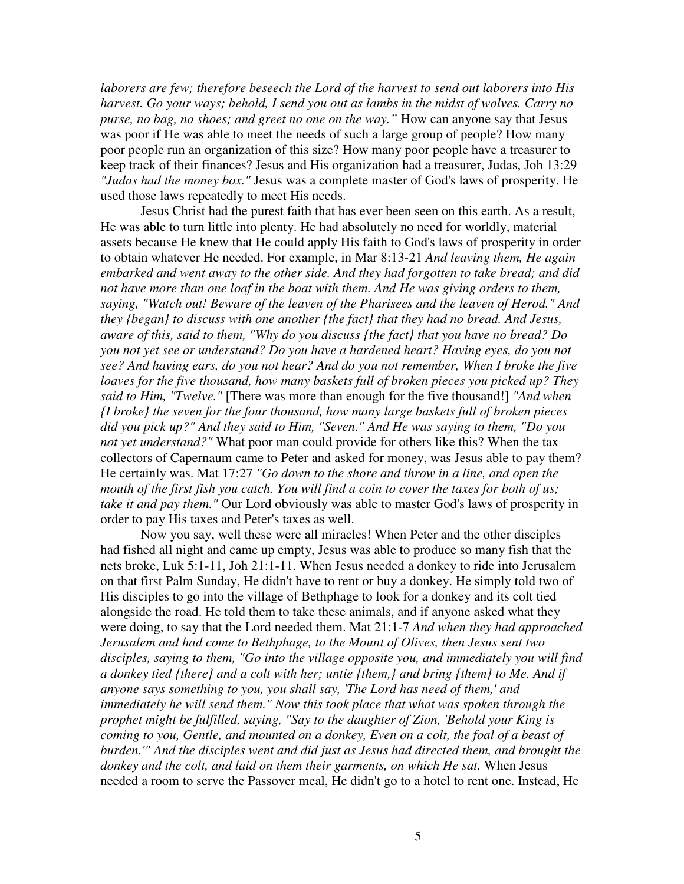*laborers are few; therefore beseech the Lord of the harvest to send out laborers into His harvest. Go your ways; behold, I send you out as lambs in the midst of wolves. Carry no purse, no bag, no shoes; and greet no one on the way."* How can anyone say that Jesus was poor if He was able to meet the needs of such a large group of people? How many poor people run an organization of this size? How many poor people have a treasurer to keep track of their finances? Jesus and His organization had a treasurer, Judas, Joh 13:29 *"Judas had the money box."* Jesus was a complete master of God's laws of prosperity. He used those laws repeatedly to meet His needs.

Jesus Christ had the purest faith that has ever been seen on this earth. As a result, He was able to turn little into plenty. He had absolutely no need for worldly, material assets because He knew that He could apply His faith to God's laws of prosperity in order to obtain whatever He needed. For example, in Mar 8:13-21 *And leaving them, He again embarked and went away to the other side. And they had forgotten to take bread; and did not have more than one loaf in the boat with them. And He was giving orders to them, saying, "Watch out! Beware of the leaven of the Pharisees and the leaven of Herod." And they {began} to discuss with one another {the fact} that they had no bread. And Jesus, aware of this, said to them, "Why do you discuss {the fact} that you have no bread? Do you not yet see or understand? Do you have a hardened heart? Having eyes, do you not see? And having ears, do you not hear? And do you not remember, When I broke the five loaves for the five thousand, how many baskets full of broken pieces you picked up? They said to Him, "Twelve."* [There was more than enough for the five thousand!] *"And when {I broke} the seven for the four thousand, how many large baskets full of broken pieces did you pick up?" And they said to Him, "Seven." And He was saying to them, "Do you not yet understand?"* What poor man could provide for others like this? When the tax collectors of Capernaum came to Peter and asked for money, was Jesus able to pay them? He certainly was. Mat 17:27 *"Go down to the shore and throw in a line, and open the mouth of the first fish you catch. You will find a coin to cover the taxes for both of us; take it and pay them."* Our Lord obviously was able to master God's laws of prosperity in order to pay His taxes and Peter's taxes as well.

Now you say, well these were all miracles! When Peter and the other disciples had fished all night and came up empty, Jesus was able to produce so many fish that the nets broke, Luk 5:1-11, Joh 21:1-11. When Jesus needed a donkey to ride into Jerusalem on that first Palm Sunday, He didn't have to rent or buy a donkey. He simply told two of His disciples to go into the village of Bethphage to look for a donkey and its colt tied alongside the road. He told them to take these animals, and if anyone asked what they were doing, to say that the Lord needed them. Mat 21:1-7 *And when they had approached Jerusalem and had come to Bethphage, to the Mount of Olives, then Jesus sent two disciples, saying to them, "Go into the village opposite you, and immediately you will find a donkey tied {there} and a colt with her; untie {them,} and bring {them} to Me. And if anyone says something to you, you shall say, 'The Lord has need of them,' and immediately he will send them." Now this took place that what was spoken through the prophet might be fulfilled, saying, "Say to the daughter of Zion, 'Behold your King is coming to you, Gentle, and mounted on a donkey, Even on a colt, the foal of a beast of burden.'" And the disciples went and did just as Jesus had directed them, and brought the donkey and the colt, and laid on them their garments, on which He sat.* When Jesus needed a room to serve the Passover meal, He didn't go to a hotel to rent one. Instead, He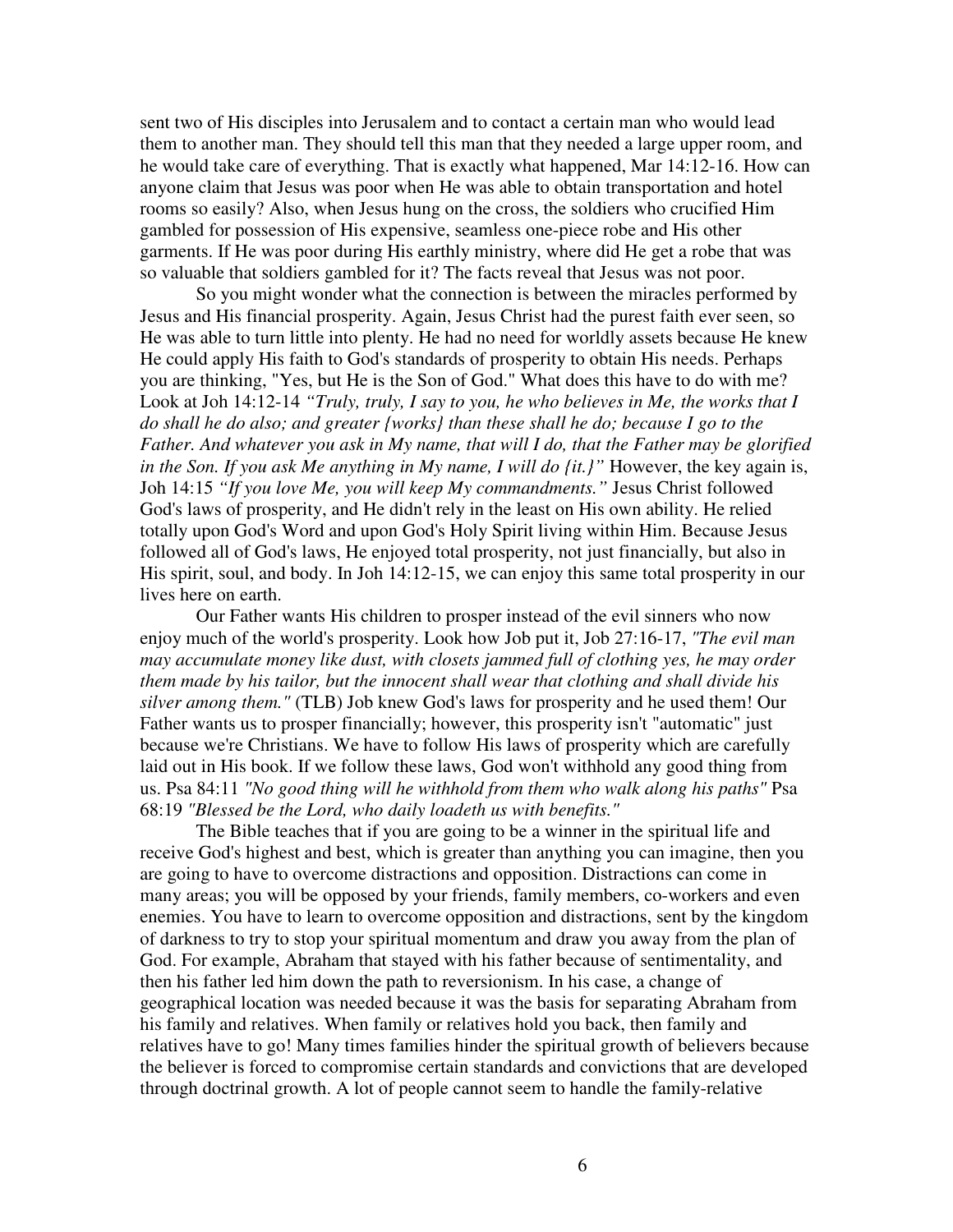sent two of His disciples into Jerusalem and to contact a certain man who would lead them to another man. They should tell this man that they needed a large upper room, and he would take care of everything. That is exactly what happened, Mar 14:12-16. How can anyone claim that Jesus was poor when He was able to obtain transportation and hotel rooms so easily? Also, when Jesus hung on the cross, the soldiers who crucified Him gambled for possession of His expensive, seamless one-piece robe and His other garments. If He was poor during His earthly ministry, where did He get a robe that was so valuable that soldiers gambled for it? The facts reveal that Jesus was not poor.

So you might wonder what the connection is between the miracles performed by Jesus and His financial prosperity. Again, Jesus Christ had the purest faith ever seen, so He was able to turn little into plenty. He had no need for worldly assets because He knew He could apply His faith to God's standards of prosperity to obtain His needs. Perhaps you are thinking, "Yes, but He is the Son of God." What does this have to do with me? Look at Joh 14:12-14 *"Truly, truly, I say to you, he who believes in Me, the works that I do shall he do also; and greater {works} than these shall he do; because I go to the Father. And whatever you ask in My name, that will I do, that the Father may be glorified in the Son. If you ask Me anything in My name, I will do {it.}"* However, the key again is, Joh 14:15 *"If you love Me, you will keep My commandments."* Jesus Christ followed God's laws of prosperity, and He didn't rely in the least on His own ability. He relied totally upon God's Word and upon God's Holy Spirit living within Him. Because Jesus followed all of God's laws, He enjoyed total prosperity, not just financially, but also in His spirit, soul, and body. In Joh 14:12-15, we can enjoy this same total prosperity in our lives here on earth.

Our Father wants His children to prosper instead of the evil sinners who now enjoy much of the world's prosperity. Look how Job put it, Job 27:16-17, *"The evil man may accumulate money like dust, with closets jammed full of clothing yes, he may order them made by his tailor, but the innocent shall wear that clothing and shall divide his silver among them."* (TLB) Job knew God's laws for prosperity and he used them! Our Father wants us to prosper financially; however, this prosperity isn't "automatic" just because we're Christians. We have to follow His laws of prosperity which are carefully laid out in His book. If we follow these laws, God won't withhold any good thing from us. Psa 84:11 *"No good thing will he withhold from them who walk along his paths"* Psa 68:19 *"Blessed be the Lord, who daily loadeth us with benefits."*

The Bible teaches that if you are going to be a winner in the spiritual life and receive God's highest and best, which is greater than anything you can imagine, then you are going to have to overcome distractions and opposition. Distractions can come in many areas; you will be opposed by your friends, family members, co-workers and even enemies. You have to learn to overcome opposition and distractions, sent by the kingdom of darkness to try to stop your spiritual momentum and draw you away from the plan of God. For example, Abraham that stayed with his father because of sentimentality, and then his father led him down the path to reversionism. In his case, a change of geographical location was needed because it was the basis for separating Abraham from his family and relatives. When family or relatives hold you back, then family and relatives have to go! Many times families hinder the spiritual growth of believers because the believer is forced to compromise certain standards and convictions that are developed through doctrinal growth. A lot of people cannot seem to handle the family-relative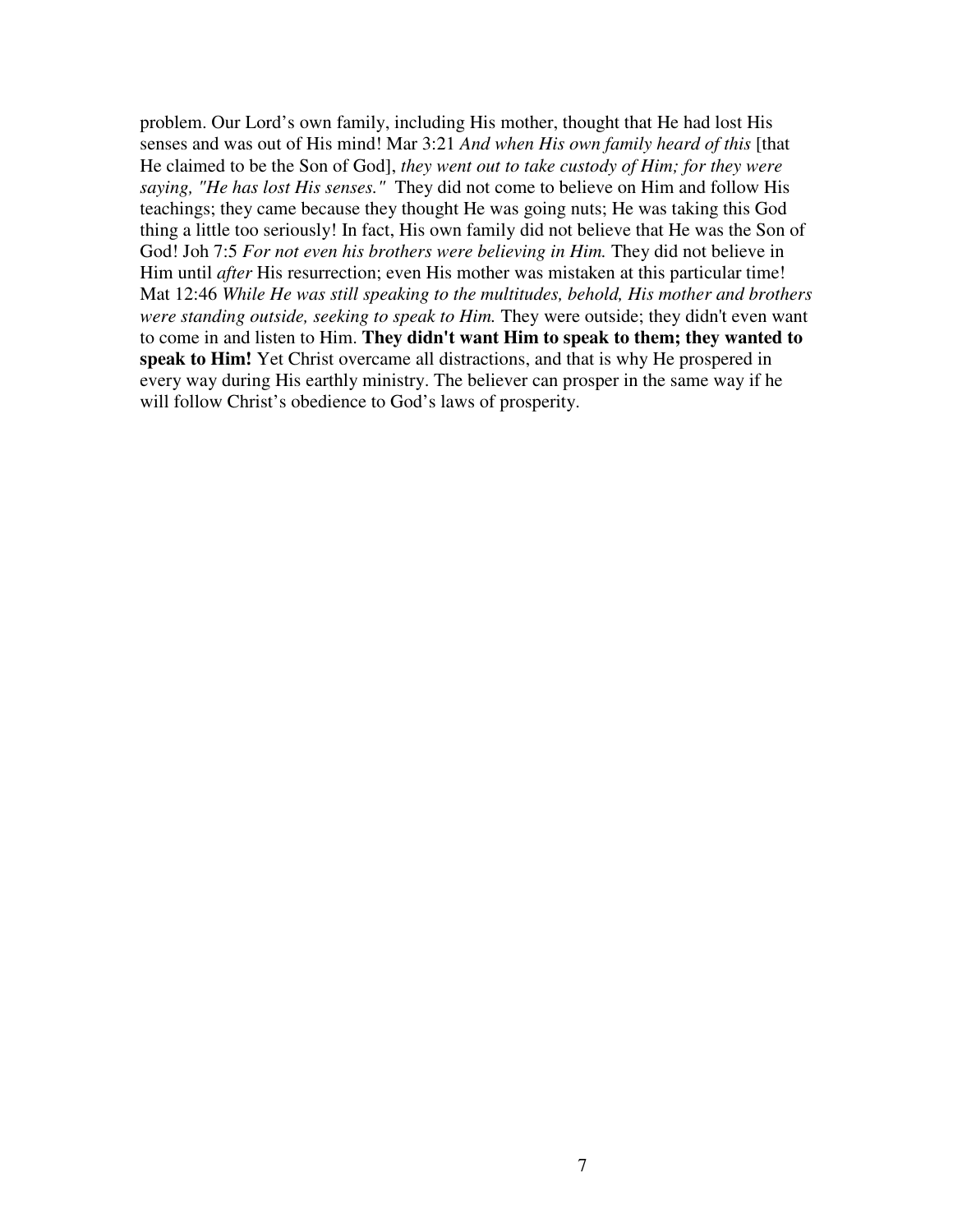problem. Our Lord’s own family, including His mother, thought that He had lost His senses and was out of His mind! Mar 3:21 *And when His own family heard of this* [that He claimed to be the Son of God], *they went out to take custody of Him; for they were saying, "He has lost His senses."* They did not come to believe on Him and follow His teachings; they came because they thought He was going nuts; He was taking this God thing a little too seriously! In fact, His own family did not believe that He was the Son of God! Joh 7:5 *For not even his brothers were believing in Him.* They did not believe in Him until *after* His resurrection; even His mother was mistaken at this particular time! Mat 12:46 *While He was still speaking to the multitudes, behold, His mother and brothers were standing outside, seeking to speak to Him.* They were outside; they didn't even want to come in and listen to Him. **They didn't want Him to speak to them; they wanted to speak to Him!** Yet Christ overcame all distractions, and that is why He prospered in every way during His earthly ministry. The believer can prosper in the same way if he will follow Christ’s obedience to God’s laws of prosperity.